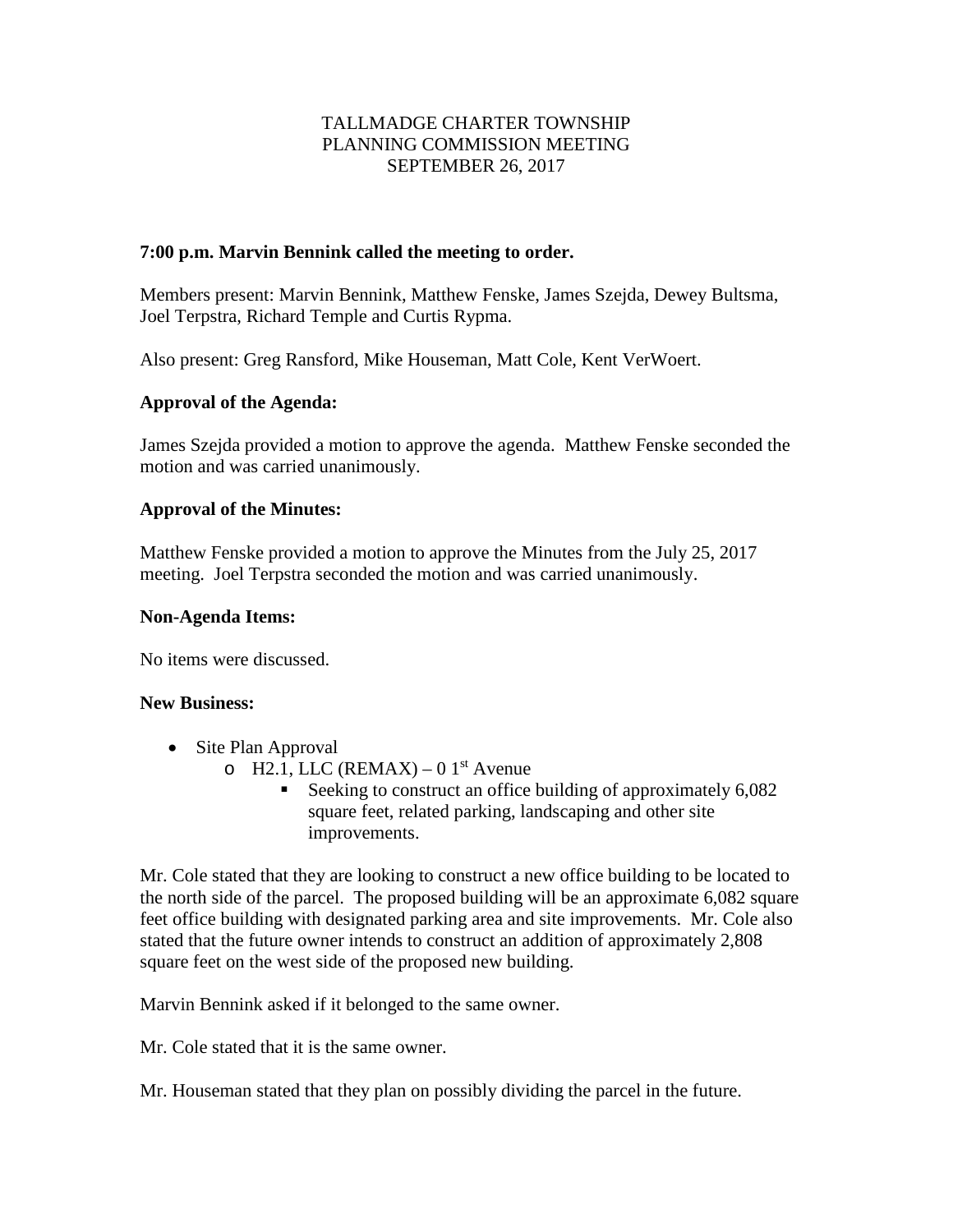# TALLMADGE CHARTER TOWNSHIP
# PLANNING COMMISSION MEETING
# SEPTEMBER 26, 2017

**7:00 p.m. Marvin Bennink called the meeting to order.**

Members present: Marvin Bennink, Matthew Fenske, James Szejda, Dewey Bultsma, Joel Terpstra, Richard Temple and Curtis Rypma.

Also present: Greg Ransford, Mike Houseman, Matt Cole, Kent VerWoert.

**Approval of the Agenda:**

James Szejda provided a motion to approve the agenda. Matthew Fenske seconded the motion and was carried unanimously.

**Approval of the Minutes:**

Matthew Fenske provided a motion to approve the Minutes from the July 25, 2017 meeting. Joel Terpstra seconded the motion and was carried unanimously.

**Non-Agenda Items:**

No items were discussed.

**New Business:**

- Site Plan Approval
  - H2.1, LLC (REMAX) – 0 1st Avenue
    - Seeking to construct an office building of approximately 6,082 square feet, related parking, landscaping and other site improvements.

Mr. Cole stated that they are looking to construct a new office building to be located to the north side of the parcel. The proposed building will be an approximate 6,082 square feet office building with designated parking area and site improvements. Mr. Cole also stated that the future owner intends to construct an addition of approximately 2,808 square feet on the west side of the proposed new building.

Marvin Bennink asked if it belonged to the same owner.

Mr. Cole stated that it is the same owner.

Mr. Houseman stated that they plan on possibly dividing the parcel in the future.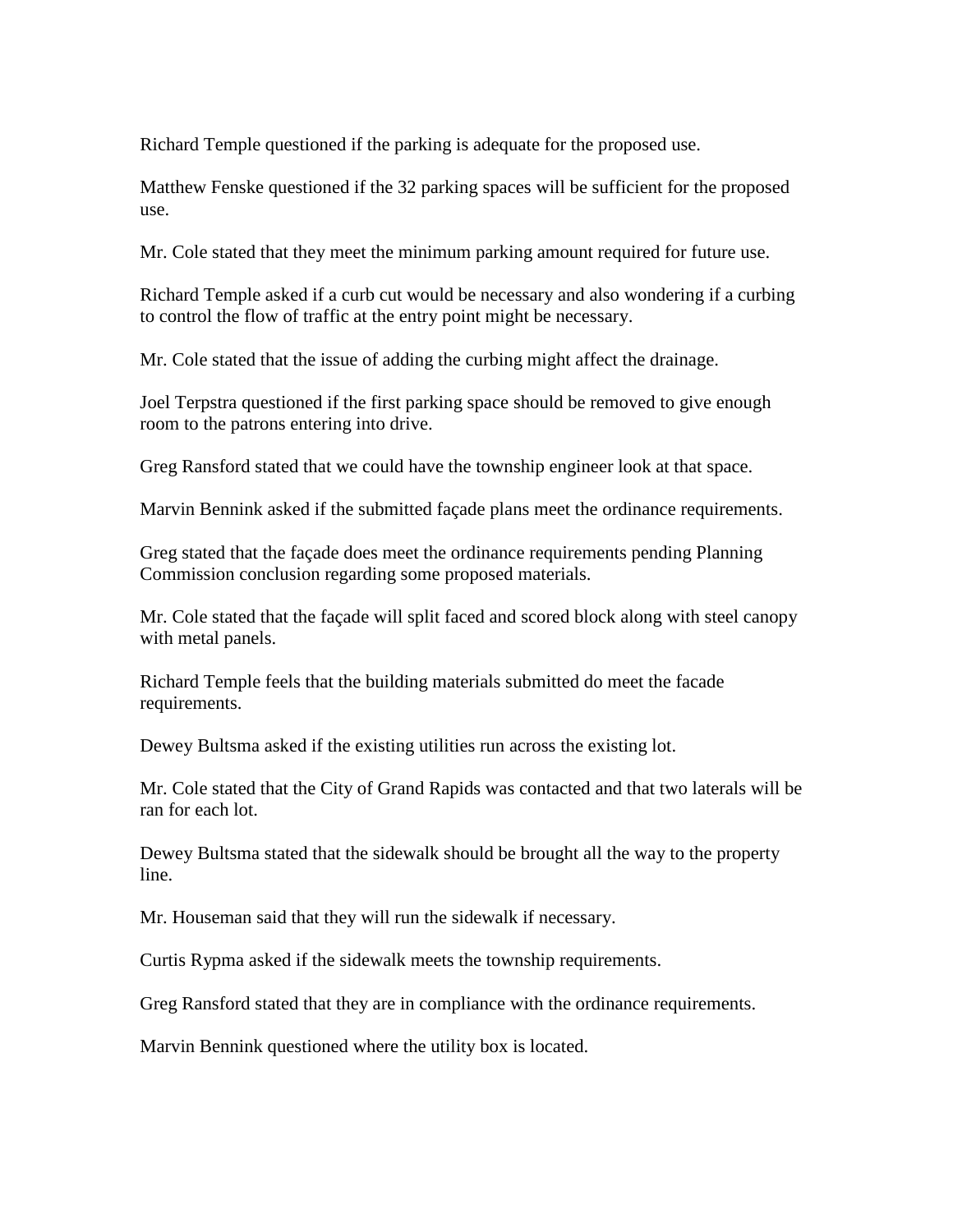Richard Temple questioned if the parking is adequate for the proposed use.

Matthew Fenske questioned if the 32 parking spaces will be sufficient for the proposed use.

Mr. Cole stated that they meet the minimum parking amount required for future use.

Richard Temple asked if a curb cut would be necessary and also wondering if a curbing to control the flow of traffic at the entry point might be necessary.

Mr. Cole stated that the issue of adding the curbing might affect the drainage.

Joel Terpstra questioned if the first parking space should be removed to give enough room to the patrons entering into drive.

Greg Ransford stated that we could have the township engineer look at that space.

Marvin Bennink asked if the submitted façade plans meet the ordinance requirements.

Greg stated that the façade does meet the ordinance requirements pending Planning Commission conclusion regarding some proposed materials.

Mr. Cole stated that the façade will split faced and scored block along with steel canopy with metal panels.

Richard Temple feels that the building materials submitted do meet the facade requirements.

Dewey Bultsma asked if the existing utilities run across the existing lot.

Mr. Cole stated that the City of Grand Rapids was contacted and that two laterals will be ran for each lot.

Dewey Bultsma stated that the sidewalk should be brought all the way to the property line.

Mr. Houseman said that they will run the sidewalk if necessary.

Curtis Rypma asked if the sidewalk meets the township requirements.

Greg Ransford stated that they are in compliance with the ordinance requirements.

Marvin Bennink questioned where the utility box is located.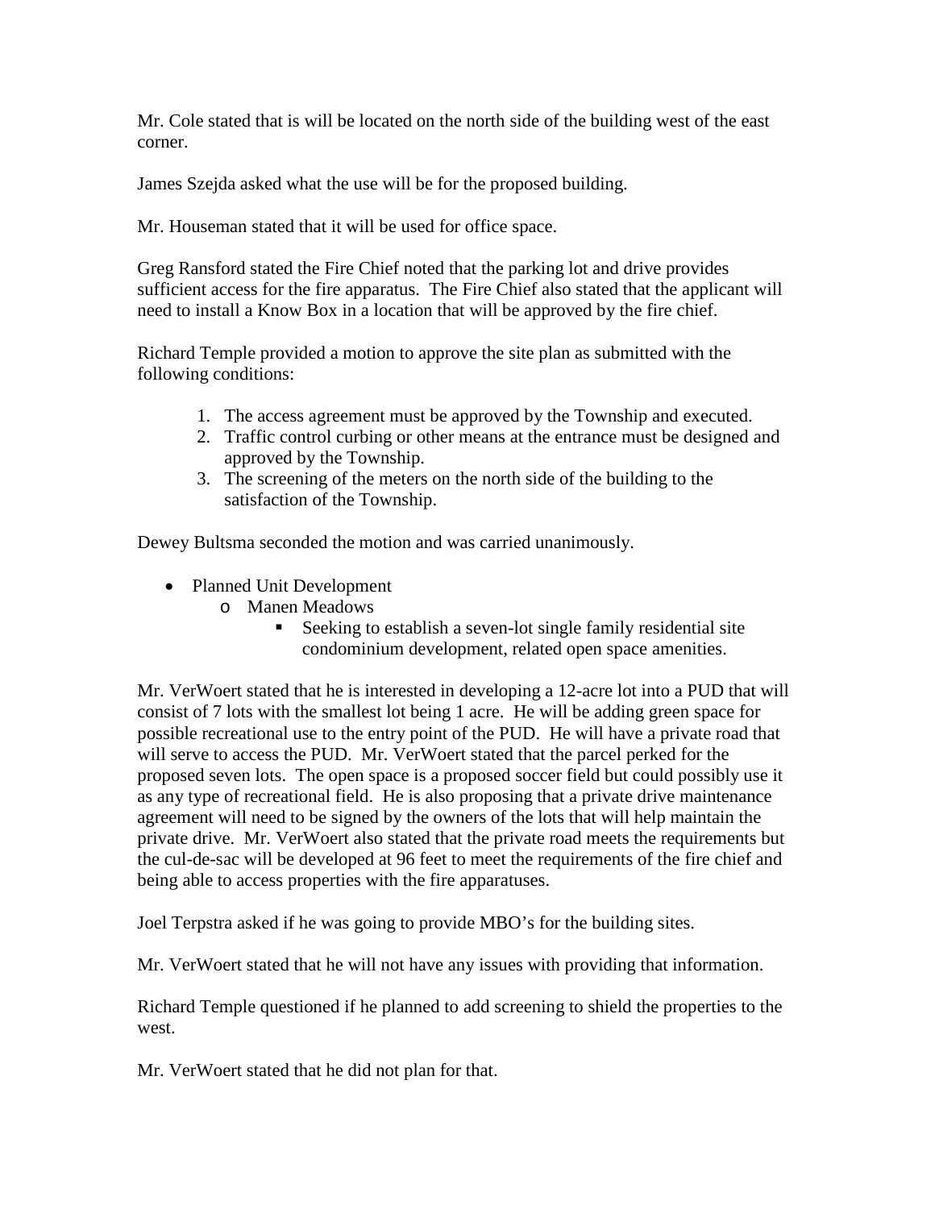Mr. Cole stated that is will be located on the north side of the building west of the east corner.

James Szejda asked what the use will be for the proposed building.

Mr. Houseman stated that it will be used for office space.

Greg Ransford stated the Fire Chief noted that the parking lot and drive provides sufficient access for the fire apparatus. The Fire Chief also stated that the applicant will need to install a Know Box in a location that will be approved by the fire chief.

Richard Temple provided a motion to approve the site plan as submitted with the following conditions:

1. The access agreement must be approved by the Township and executed.
2. Traffic control curbing or other means at the entrance must be designed and approved by the Township.
3. The screening of the meters on the north side of the building to the satisfaction of the Township.

Dewey Bultsma seconded the motion and was carried unanimously.

- Planned Unit Development
  - Manen Meadows
    - Seeking to establish a seven-lot single family residential site condominium development, related open space amenities.

Mr. VerWoert stated that he is interested in developing a 12-acre lot into a PUD that will consist of 7 lots with the smallest lot being 1 acre. He will be adding green space for possible recreational use to the entry point of the PUD. He will have a private road that will serve to access the PUD. Mr. VerWoert stated that the parcel perked for the proposed seven lots. The open space is a proposed soccer field but could possibly use it as any type of recreational field. He is also proposing that a private drive maintenance agreement will need to be signed by the owners of the lots that will help maintain the private drive. Mr. VerWoert also stated that the private road meets the requirements but the cul-de-sac will be developed at 96 feet to meet the requirements of the fire chief and being able to access properties with the fire apparatuses.

Joel Terpstra asked if he was going to provide MBO's for the building sites.

Mr. VerWoert stated that he will not have any issues with providing that information.

Richard Temple questioned if he planned to add screening to shield the properties to the west.

Mr. VerWoert stated that he did not plan for that.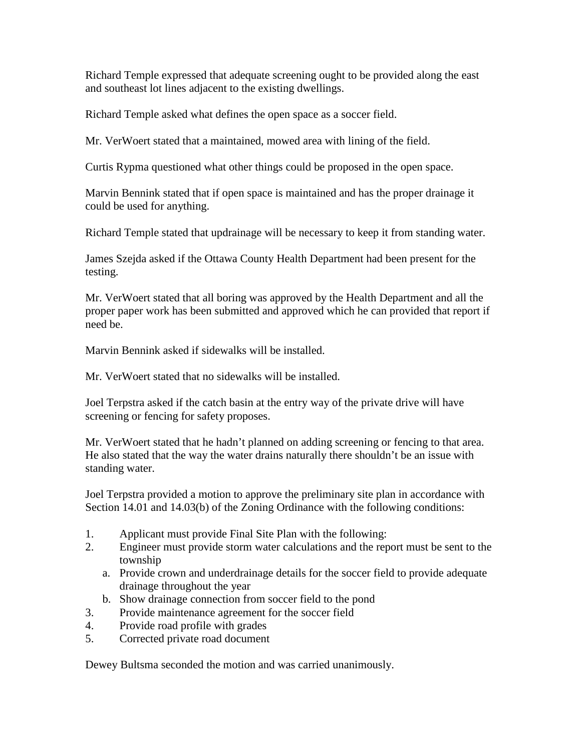Richard Temple expressed that adequate screening ought to be provided along the east and southeast lot lines adjacent to the existing dwellings.

Richard Temple asked what defines the open space as a soccer field.

Mr. VerWoert stated that a maintained, mowed area with lining of the field.

Curtis Rypma questioned what other things could be proposed in the open space.

Marvin Bennink stated that if open space is maintained and has the proper drainage it could be used for anything.

Richard Temple stated that updrainage will be necessary to keep it from standing water.

James Szejda asked if the Ottawa County Health Department had been present for the testing.

Mr. VerWoert stated that all boring was approved by the Health Department and all the proper paper work has been submitted and approved which he can provided that report if need be.

Marvin Bennink asked if sidewalks will be installed.

Mr. VerWoert stated that no sidewalks will be installed.

Joel Terpstra asked if the catch basin at the entry way of the private drive will have screening or fencing for safety proposes.

Mr. VerWoert stated that he hadn't planned on adding screening or fencing to that area. He also stated that the way the water drains naturally there shouldn't be an issue with standing water.

Joel Terpstra provided a motion to approve the preliminary site plan in accordance with Section 14.01 and 14.03(b) of the Zoning Ordinance with the following conditions:

1. Applicant must provide Final Site Plan with the following:
2. Engineer must provide storm water calculations and the report must be sent to the township
   a. Provide crown and underdrainage details for the soccer field to provide adequate drainage throughout the year
   b. Show drainage connection from soccer field to the pond
3. Provide maintenance agreement for the soccer field
4. Provide road profile with grades
5. Corrected private road document

Dewey Bultsma seconded the motion and was carried unanimously.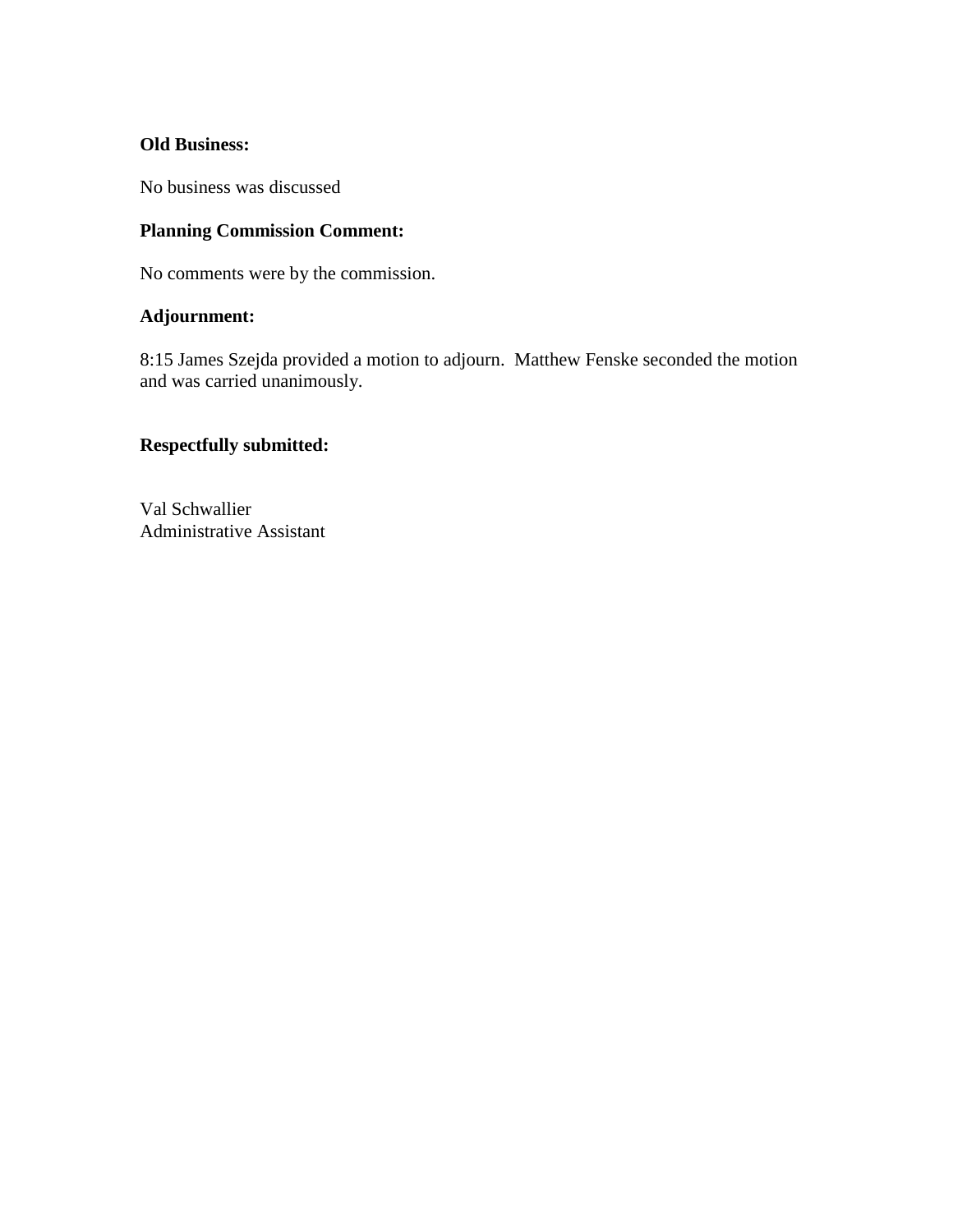**Old Business:**

No business was discussed

**Planning Commission Comment:**

No comments were by the commission.

**Adjournment:**

8:15 James Szejda provided a motion to adjourn. Matthew Fenske seconded the motion and was carried unanimously.

**Respectfully submitted:**

Val Schwallier
Administrative Assistant